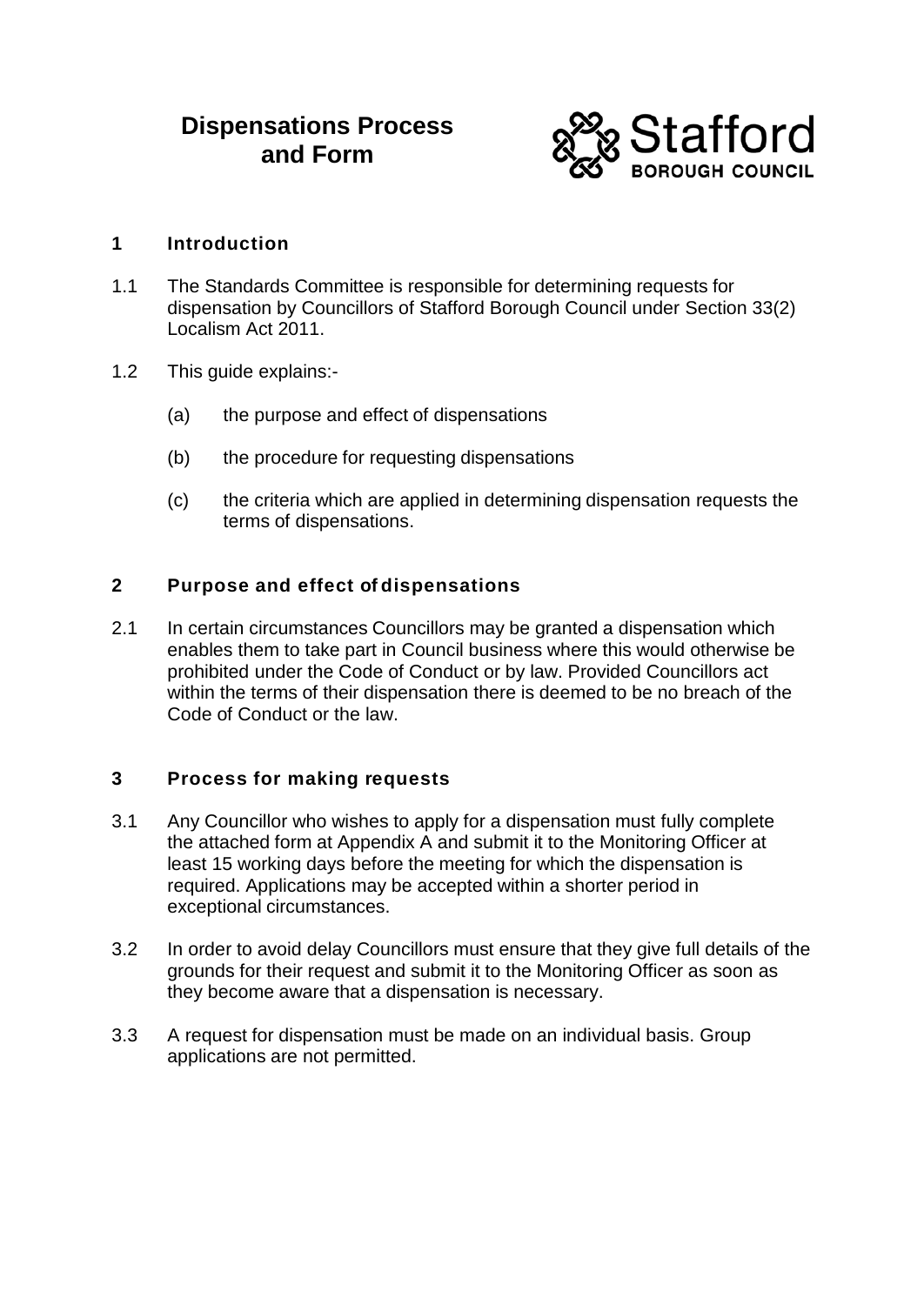# Dispensations Process and Form

Stafford BOROUGH COUNCIL

## 1 Introduction

1.1 The Standards Committee is responsible for determining requests for dispensation by Councillors of Stafford Borough Council under Section 33(2) Localism Act 2011.

1.2 This guide explains:-

- (a) the purpose and effect of dispensations
- (b) the procedure for requesting dispensations
- (c) the criteria which are applied in determining dispensation requests the terms of dispensations.

## 2 Purpose and effect of dispensations

2.1 In certain circumstances Councillors may be granted a dispensation which enables them to take part in Council business where this would otherwise be prohibited under the Code of Conduct or by law. Provided Councillors act within the terms of their dispensation there is deemed to be no breach of the Code of Conduct or the law.

## 3 Process for making requests

3.1 Any Councillor who wishes to apply for a dispensation must fully complete the attached form at Appendix A and submit it to the Monitoring Officer at least 15 working days before the meeting for which the dispensation is required. Applications may be accepted within a shorter period in exceptional circumstances.

3.2 In order to avoid delay Councillors must ensure that they give full details of the grounds for their request and submit it to the Monitoring Officer as soon as they become aware that a dispensation is necessary.

3.3 A request for dispensation must be made on an individual basis. Group applications are not permitted.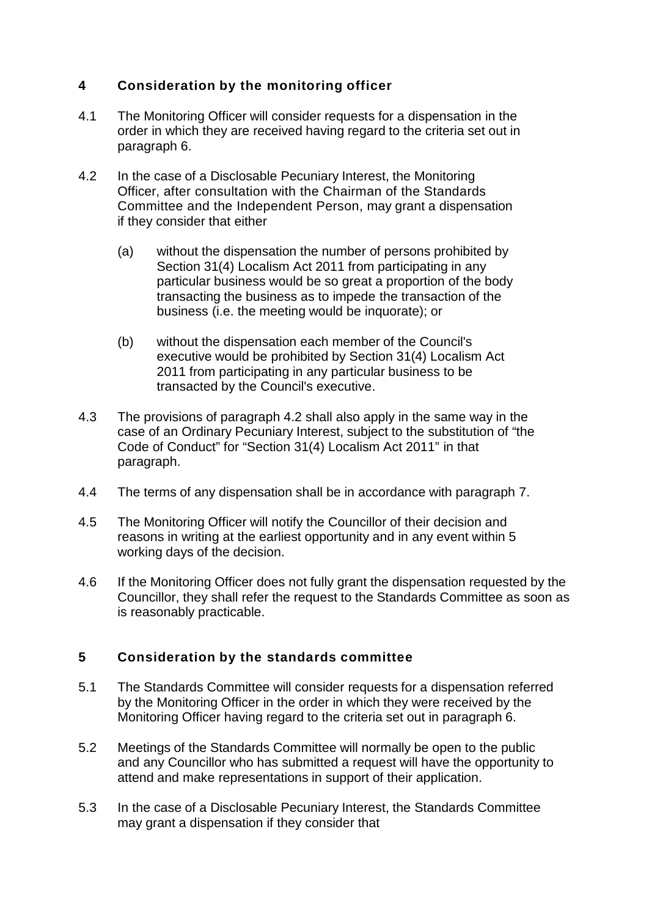## 4 Consideration by the monitoring officer

4.1 The Monitoring Officer will consider requests for a dispensation in the order in which they are received having regard to the criteria set out in paragraph 6.

4.2 In the case of a Disclosable Pecuniary Interest, the Monitoring Officer, after consultation with the Chairman of the Standards Committee and the Independent Person, may grant a dispensation if they consider that either

(a) without the dispensation the number of persons prohibited by Section 31(4) Localism Act 2011 from participating in any particular business would be so great a proportion of the body transacting the business as to impede the transaction of the business (i.e. the meeting would be inquorate); or

(b) without the dispensation each member of the Council's executive would be prohibited by Section 31(4) Localism Act 2011 from participating in any particular business to be transacted by the Council's executive.

4.3 The provisions of paragraph 4.2 shall also apply in the same way in the case of an Ordinary Pecuniary Interest, subject to the substitution of "the Code of Conduct" for "Section 31(4) Localism Act 2011" in that paragraph.

4.4 The terms of any dispensation shall be in accordance with paragraph 7.

4.5 The Monitoring Officer will notify the Councillor of their decision and reasons in writing at the earliest opportunity and in any event within 5 working days of the decision.

4.6 If the Monitoring Officer does not fully grant the dispensation requested by the Councillor, they shall refer the request to the Standards Committee as soon as is reasonably practicable.

## 5 Consideration by the standards committee

5.1 The Standards Committee will consider requests for a dispensation referred by the Monitoring Officer in the order in which they were received by the Monitoring Officer having regard to the criteria set out in paragraph 6.

5.2 Meetings of the Standards Committee will normally be open to the public and any Councillor who has submitted a request will have the opportunity to attend and make representations in support of their application.

5.3 In the case of a Disclosable Pecuniary Interest, the Standards Committee may grant a dispensation if they consider that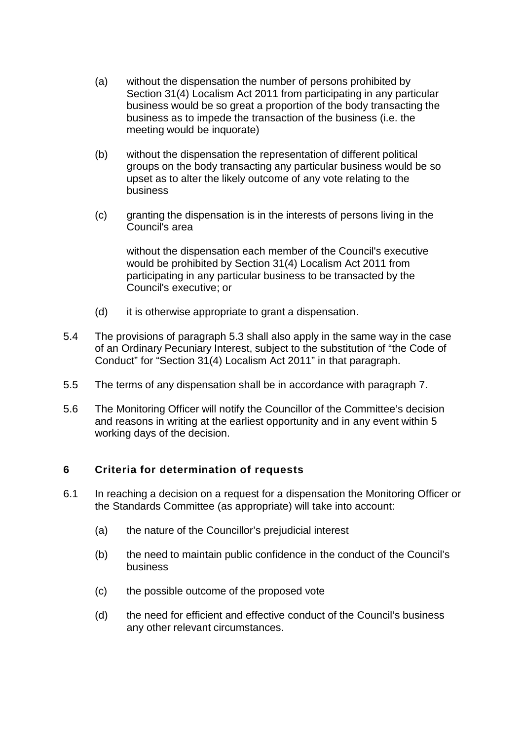(a) without the dispensation the number of persons prohibited by Section 31(4) Localism Act 2011 from participating in any particular business would be so great a proportion of the body transacting the business as to impede the transaction of the business (i.e. the meeting would be inquorate)

(b) without the dispensation the representation of different political groups on the body transacting any particular business would be so upset as to alter the likely outcome of any vote relating to the business

(c) granting the dispensation is in the interests of persons living in the Council's area

without the dispensation each member of the Council's executive would be prohibited by Section 31(4) Localism Act 2011 from participating in any particular business to be transacted by the Council's executive; or

(d) it is otherwise appropriate to grant a dispensation.

5.4 The provisions of paragraph 5.3 shall also apply in the same way in the case of an Ordinary Pecuniary Interest, subject to the substitution of "the Code of Conduct" for "Section 31(4) Localism Act 2011" in that paragraph.

5.5 The terms of any dispensation shall be in accordance with paragraph 7.

5.6 The Monitoring Officer will notify the Councillor of the Committee's decision and reasons in writing at the earliest opportunity and in any event within 5 working days of the decision.

## 6 Criteria for determination of requests

6.1 In reaching a decision on a request for a dispensation the Monitoring Officer or the Standards Committee (as appropriate) will take into account:

(a) the nature of the Councillor's prejudicial interest

(b) the need to maintain public confidence in the conduct of the Council's business

(c) the possible outcome of the proposed vote

(d) the need for efficient and effective conduct of the Council's business any other relevant circumstances.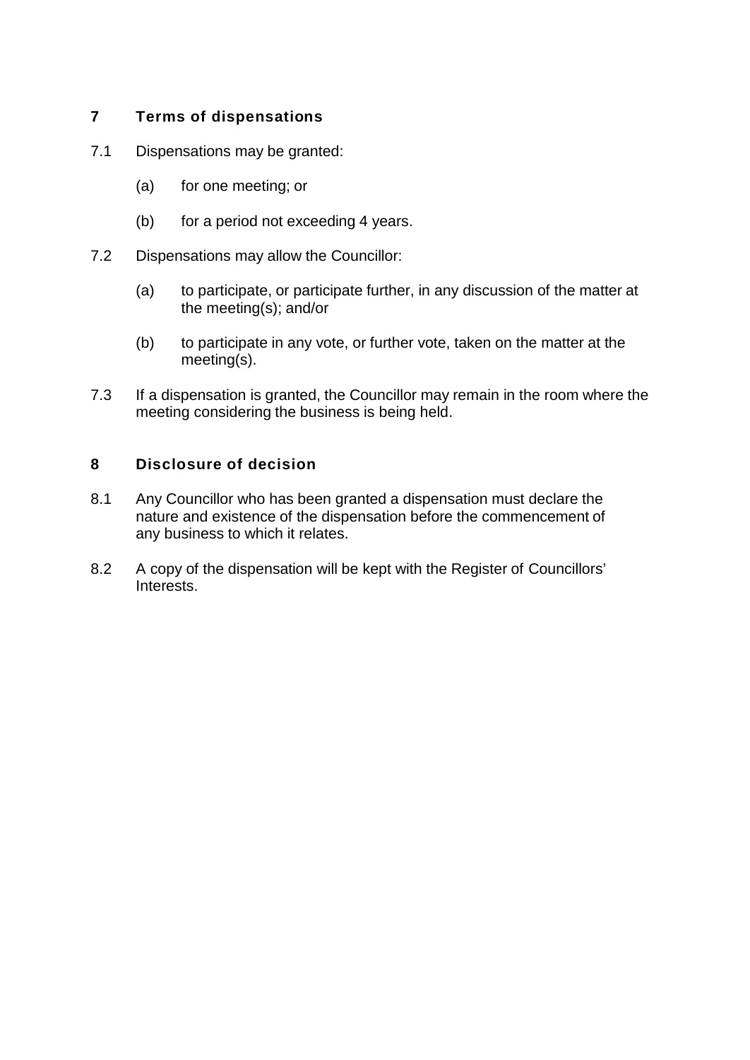## 7 Terms of dispensations

7.1 Dispensations may be granted:

- (a) for one meeting; or
- (b) for a period not exceeding 4 years.

7.2 Dispensations may allow the Councillor:

- (a) to participate, or participate further, in any discussion of the matter at the meeting(s); and/or
- (b) to participate in any vote, or further vote, taken on the matter at the meeting(s).

7.3 If a dispensation is granted, the Councillor may remain in the room where the meeting considering the business is being held.

## 8 Disclosure of decision

8.1 Any Councillor who has been granted a dispensation must declare the nature and existence of the dispensation before the commencement of any business to which it relates.

8.2 A copy of the dispensation will be kept with the Register of Councillors' Interests.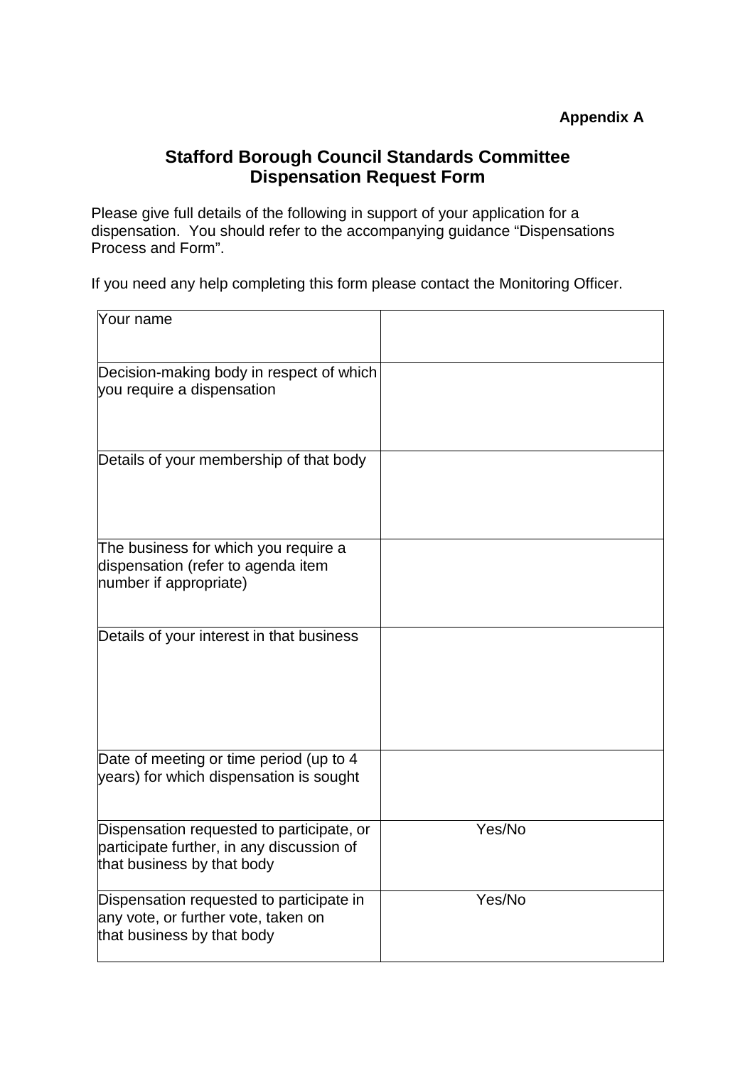**Appendix A**

# Stafford Borough Council Standards Committee
## Dispensation Request Form

Please give full details of the following in support of your application for a dispensation. You should refer to the accompanying guidance “Dispensations Process and Form”.

If you need any help completing this form please contact the Monitoring Officer.

| | |
|---|---|
| Your name | |
| Decision-making body in respect of which you require a dispensation | |
| Details of your membership of that body | |
| The business for which you require a dispensation (refer to agenda item number if appropriate) | |
| Details of your interest in that business | |
| Date of meeting or time period (up to 4 years) for which dispensation is sought | |
| Dispensation requested to participate, or participate further, in any discussion of that business by that body | Yes/No |
| Dispensation requested to participate in any vote, or further vote, taken on that business by that body | Yes/No |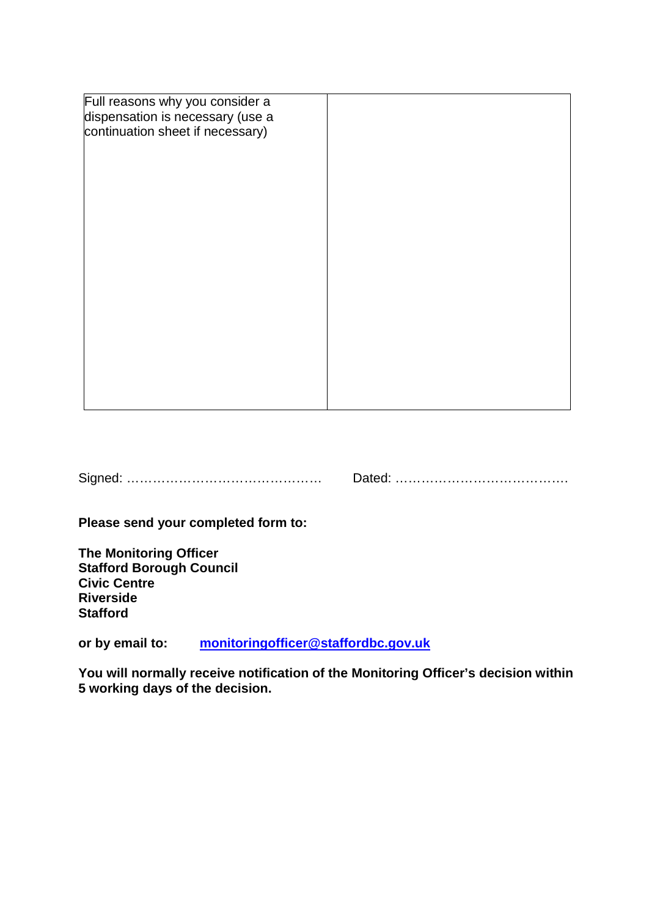| | |
|---|---|
| Full reasons why you consider a dispensation is necessary (use a continuation sheet if necessary) | |

Signed: ………………………………………  Dated: ………………………………….

**Please send your completed form to:**

**The Monitoring Officer**
**Stafford Borough Council**
**Civic Centre**
**Riverside**
**Stafford**

**or by email to:** **monitoringofficer@staffordbc.gov.uk**

**You will normally receive notification of the Monitoring Officer's decision within 5 working days of the decision.**